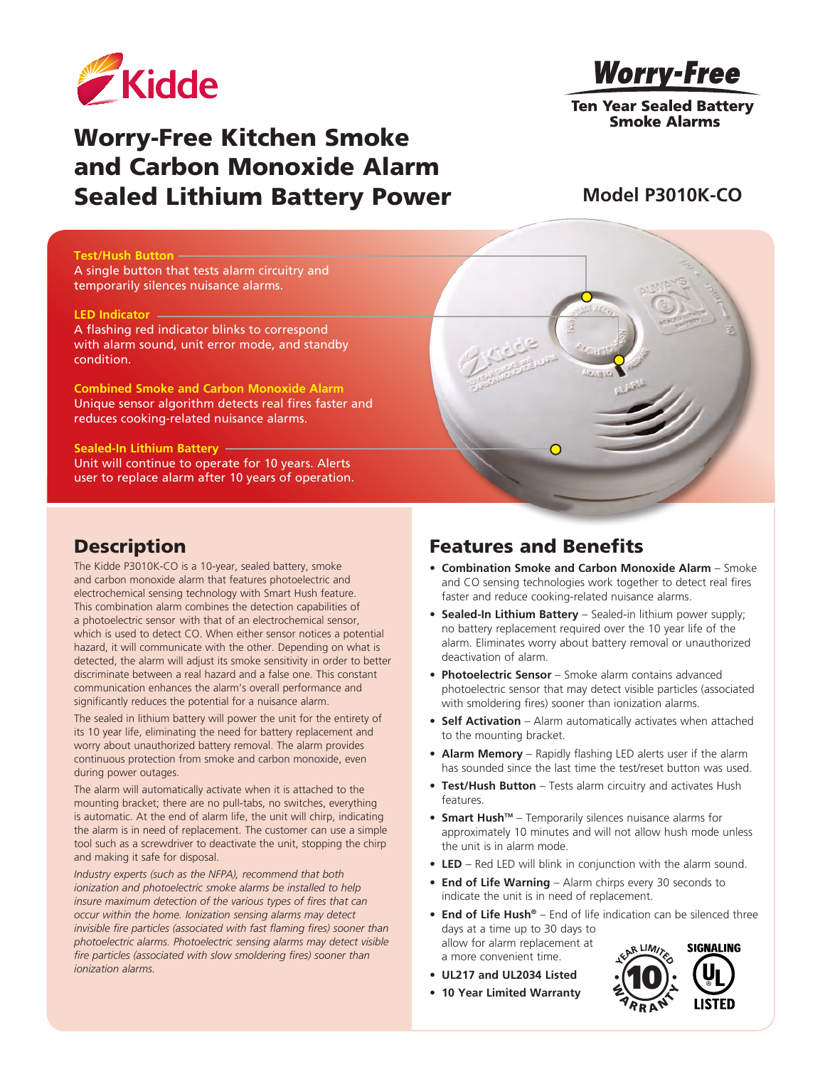Kidde

Worry-Free

Ten Year Sealed Battery Smoke Alarms

# Worry-Free Kitchen Smoke and Carbon Monoxide Alarm Sealed Lithium Battery Power

## Model P3010K-CO

**Test/Hush Button**
A single button that tests alarm circuitry and temporarily silences nuisance alarms.

**LED Indicator**
A flashing red indicator blinks to correspond with alarm sound, unit error mode, and standby condition.

**Combined Smoke and Carbon Monoxide Alarm**
Unique sensor algorithm detects real fires faster and reduces cooking-related nuisance alarms.

**Sealed-In Lithium Battery**
Unit will continue to operate for 10 years. Alerts user to replace alarm after 10 years of operation.

## Description

The Kidde P3010K-CO is a 10-year, sealed battery, smoke and carbon monoxide alarm that features photoelectric and electrochemical sensing technology with Smart Hush feature. This combination alarm combines the detection capabilities of a photoelectric sensor with that of an electrochemical sensor, which is used to detect CO. When either sensor notices a potential hazard, it will communicate with the other. Depending on what is detected, the alarm will adjust its smoke sensitivity in order to better discriminate between a real hazard and a false one. This constant communication enhances the alarm's overall performance and significantly reduces the potential for a nuisance alarm.

The sealed in lithium battery will power the unit for the entirety of its 10 year life, eliminating the need for battery replacement and worry about unauthorized battery removal. The alarm provides continuous protection from smoke and carbon monoxide, even during power outages.

The alarm will automatically activate when it is attached to the mounting bracket; there are no pull-tabs, no switches, everything is automatic. At the end of alarm life, the unit will chirp, indicating the alarm is in need of replacement. The customer can use a simple tool such as a screwdriver to deactivate the unit, stopping the chirp and making it safe for disposal.

*Industry experts (such as the NFPA), recommend that both ionization and photoelectric smoke alarms be installed to help insure maximum detection of the various types of fires that can occur within the home. Ionization sensing alarms may detect invisible fire particles (associated with fast flaming fires) sooner than photoelectric alarms. Photoelectric sensing alarms may detect visible fire particles (associated with slow smoldering fires) sooner than ionization alarms.*

## Features and Benefits

- **Combination Smoke and Carbon Monoxide Alarm** – Smoke and CO sensing technologies work together to detect real fires faster and reduce cooking-related nuisance alarms.
- **Sealed-In Lithium Battery** – Sealed-in lithium power supply; no battery replacement required over the 10 year life of the alarm. Eliminates worry about battery removal or unauthorized deactivation of alarm.
- **Photoelectric Sensor** – Smoke alarm contains advanced photoelectric sensor that may detect visible particles (associated with smoldering fires) sooner than ionization alarms.
- **Self Activation** – Alarm automatically activates when attached to the mounting bracket.
- **Alarm Memory** – Rapidly flashing LED alerts user if the alarm has sounded since the last time the test/reset button was used.
- **Test/Hush Button** – Tests alarm circuitry and activates Hush features.
- **Smart Hush™** – Temporarily silences nuisance alarms for approximately 10 minutes and will not allow hush mode unless the unit is in alarm mode.
- **LED** – Red LED will blink in conjunction with the alarm sound.
- **End of Life Warning** – Alarm chirps every 30 seconds to indicate the unit is in need of replacement.
- **End of Life Hush®** – End of life indication can be silenced three days at a time up to 30 days to allow for alarm replacement at a more convenient time.
- **UL217 and UL2034 Listed**
- **10 Year Limited Warranty**

10 Year Limited Warranty

Signaling UL Listed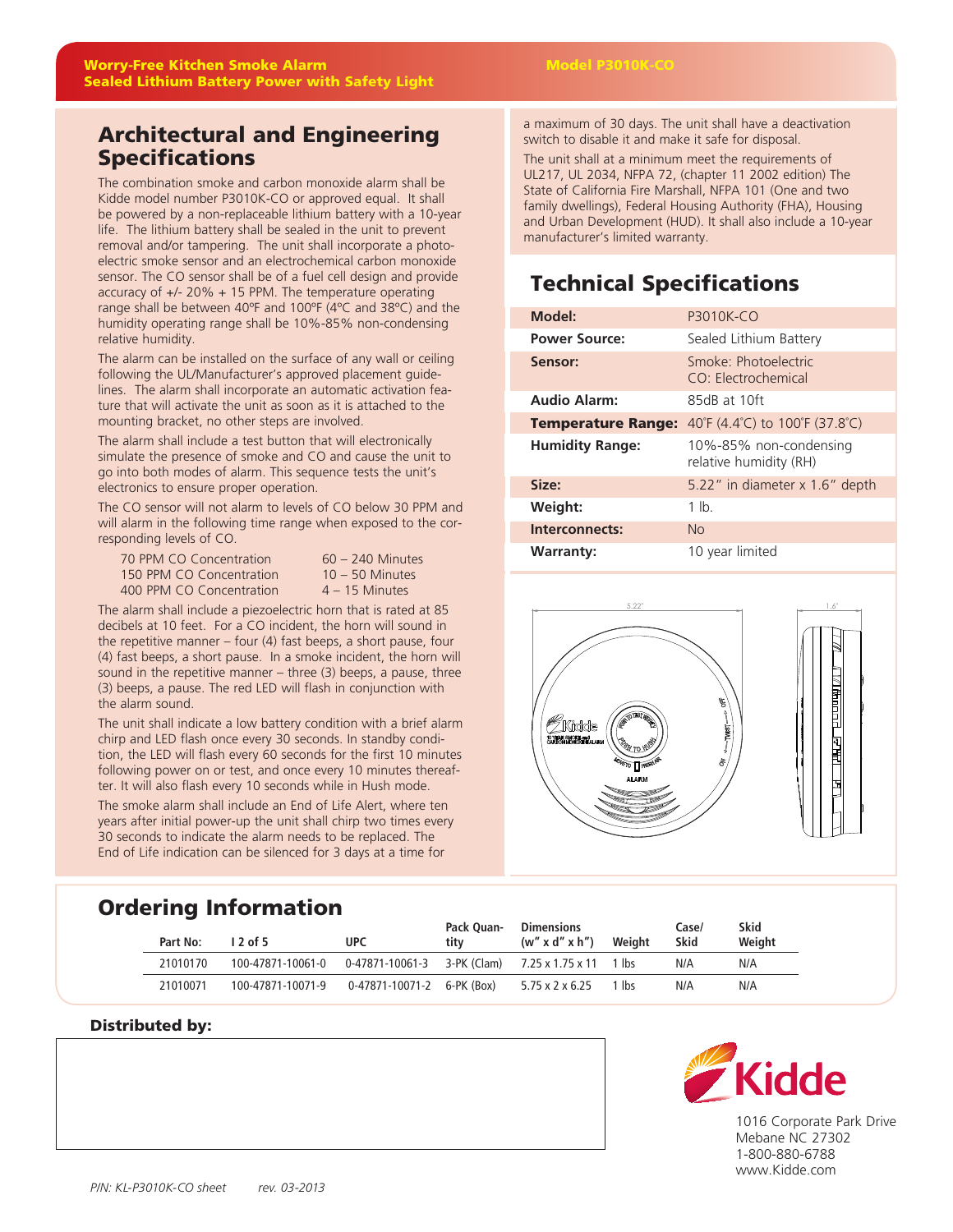Worry-Free Kitchen Smoke Alarm
Sealed Lithium Battery Power with Safety Light

Model P3010K-CO

## Architectural and Engineering Specifications

The combination smoke and carbon monoxide alarm shall be Kidde model number P3010K-CO or approved equal. It shall be powered by a non-replaceable lithium battery with a 10-year life. The lithium battery shall be sealed in the unit to prevent removal and/or tampering. The unit shall incorporate a photo-electric smoke sensor and an electrochemical carbon monoxide sensor. The CO sensor shall be of a fuel cell design and provide accuracy of +/- 20% + 15 PPM. The temperature operating range shall be between 40ºF and 100ºF (4ºC and 38ºC) and the humidity operating range shall be 10%-85% non-condensing relative humidity.

The alarm can be installed on the surface of any wall or ceiling following the UL/Manufacturer's approved placement guidelines. The alarm shall incorporate an automatic activation feature that will activate the unit as soon as it is attached to the mounting bracket, no other steps are involved.

The alarm shall include a test button that will electronically simulate the presence of smoke and CO and cause the unit to go into both modes of alarm. This sequence tests the unit's electronics to ensure proper operation.

The CO sensor will not alarm to levels of CO below 30 PPM and will alarm in the following time range when exposed to the corresponding levels of CO.

| | |
|---|---|
| 70 PPM CO Concentration | 60 – 240 Minutes |
| 150 PPM CO Concentration | 10 – 50 Minutes |
| 400 PPM CO Concentration | 4 – 15 Minutes |

The alarm shall include a piezoelectric horn that is rated at 85 decibels at 10 feet. For a CO incident, the horn will sound in the repetitive manner – four (4) fast beeps, a short pause, four (4) fast beeps, a short pause. In a smoke incident, the horn will sound in the repetitive manner – three (3) beeps, a pause, three (3) beeps, a pause. The red LED will flash in conjunction with the alarm sound.

The unit shall indicate a low battery condition with a brief alarm chirp and LED flash once every 30 seconds. In standby condition, the LED will flash every 60 seconds for the first 10 minutes following power on or test, and once every 10 minutes thereafter. It will also flash every 10 seconds while in Hush mode.

The smoke alarm shall include an End of Life Alert, where ten years after initial power-up the unit shall chirp two times every 30 seconds to indicate the alarm needs to be replaced. The End of Life indication can be silenced for 3 days at a time for a maximum of 30 days. The unit shall have a deactivation switch to disable it and make it safe for disposal.

The unit shall at a minimum meet the requirements of UL217, UL 2034, NFPA 72, (chapter 11 2002 edition) The State of California Fire Marshall, NFPA 101 (One and two family dwellings), Federal Housing Authority (FHA), Housing and Urban Development (HUD). It shall also include a 10-year manufacturer's limited warranty.

## Technical Specifications

| | |
|---|---|
| **Model:** | P3010K-CO |
| **Power Source:** | Sealed Lithium Battery |
| **Sensor:** | Smoke: Photoelectric<br>CO: Electrochemical |
| **Audio Alarm:** | 85dB at 10ft |
| **Temperature Range:** | 40˚F (4.4˚C) to 100˚F (37.8˚C) |
| **Humidity Range:** | 10%-85% non-condensing relative humidity (RH) |
| **Size:** | 5.22" in diameter x 1.6" depth |
| **Weight:** | 1 lb. |
| **Interconnects:** | No |
| **Warranty:** | 10 year limited |

5.22"

1.6"

## Ordering Information

| Part No: | I 2 of 5 | UPC | Pack Quantity | Dimensions (w" x d" x h") | Weight | Case/ Skid | Skid Weight |
|---|---|---|---|---|---|---|---|
| 21010170 | 100-47871-10061-0 | 0-47871-10061-3 | 3-PK (Clam) | 7.25 x 1.75 x 11 | 1 lbs | N/A | N/A |
| 21010071 | 100-47871-10071-9 | 0-47871-10071-2 | 6-PK (Box) | 5.75 x 2 x 6.25 | 1 lbs | N/A | N/A |

**Distributed by:**

Kidde
1016 Corporate Park Drive
Mebane NC 27302
1-800-880-6788
www.Kidde.com

*P/N: KL-P3010K-CO sheet rev. 03-2013*